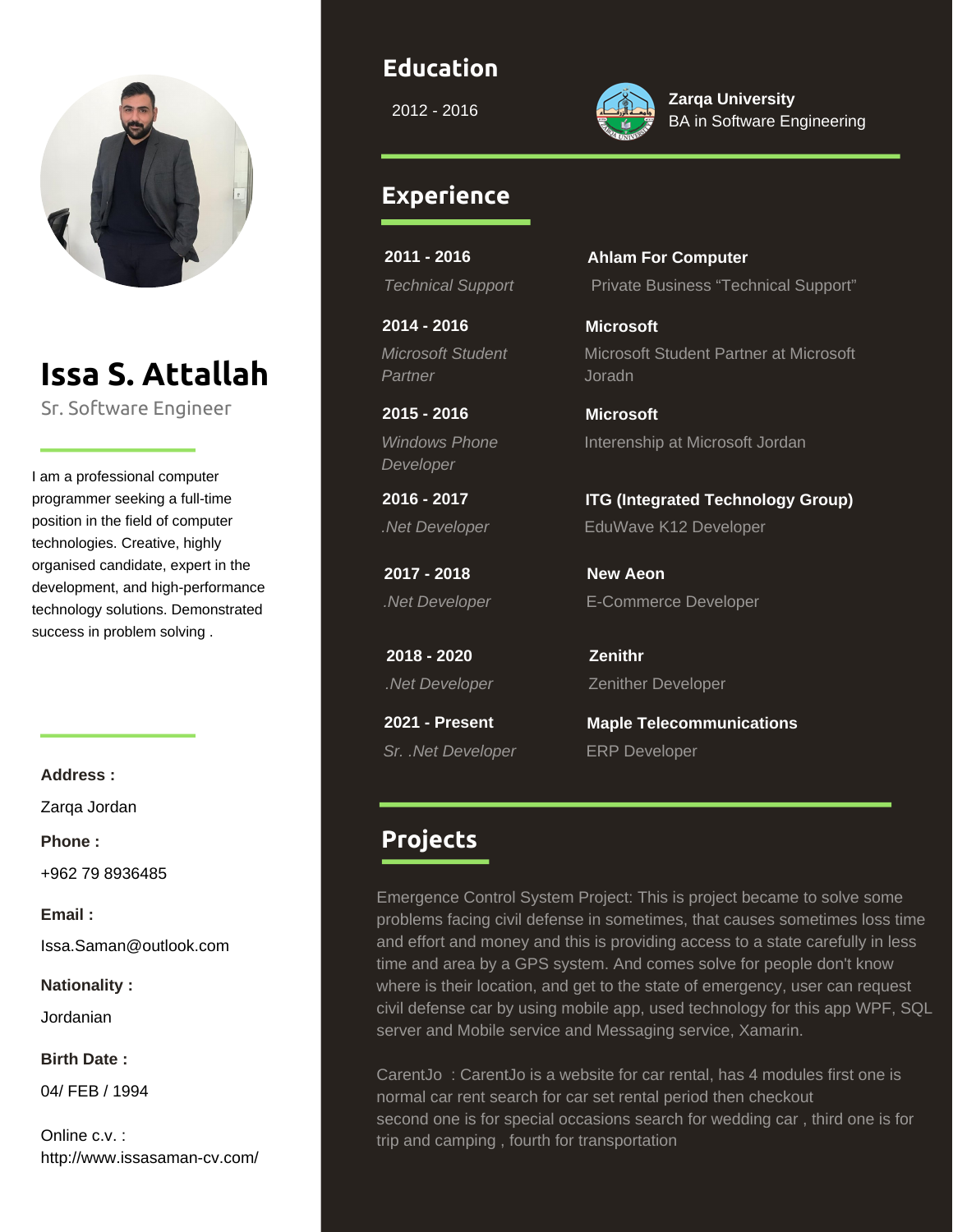# Issa S. Attallah

Sr. Software Engineer

I am a professional computer programmer seeking a full-time position in the field of computer technologies. Creative, highly organised candidate, expert in the development, and high-performance technology solutions. Demonstrated success in problem solving .

**Address :**

Zarqa Jordan

**Phone :**

+962 79 8936485

**Email :**

Issa.Saman@outlook.com

**Nationality :**

Jordanian

**Birth Date :**

04/ FEB / 1994

Online c.v. :
http://www.issasaman-cv.com/

## Education

2012 - 2016

**Zarqa University**
BA in Software Engineering

## Experience

**2011 - 2016**
*Technical Support*

**Ahlam For Computer**
Private Business “Technical Support”

**2014 - 2016**
*Microsoft Student Partner*

**Microsoft**
Microsoft Student Partner at Microsoft Joradn

**2015 - 2016**
*Windows Phone Developer*

**Microsoft**
Interenship at Microsoft Jordan

**2016 - 2017**
*.Net Developer*

**ITG (Integrated Technology Group)**
EduWave K12 Developer

**2017 - 2018**
*.Net Developer*

**New Aeon**
E-Commerce Developer

**2018 - 2020**
*.Net Developer*

**Zenithr**
Zenither Developer

**2021 - Present**
*Sr. .Net Developer*

**Maple Telecommunications**
ERP Developer

## Projects

Emergence Control System Project: This is project became to solve some problems facing civil defense in sometimes, that causes sometimes loss time and effort and money and this is providing access to a state carefully in less time and area by a GPS system. And comes solve for people don't know where is their location, and get to the state of emergency, user can request civil defense car by using mobile app, used technology for this app WPF, SQL server and Mobile service and Messaging service, Xamarin.

CarentJo : CarentJo is a website for car rental, has 4 modules first one is normal car rent search for car set rental period then checkout
second one is for special occasions search for wedding car , third one is for trip and camping , fourth for transportation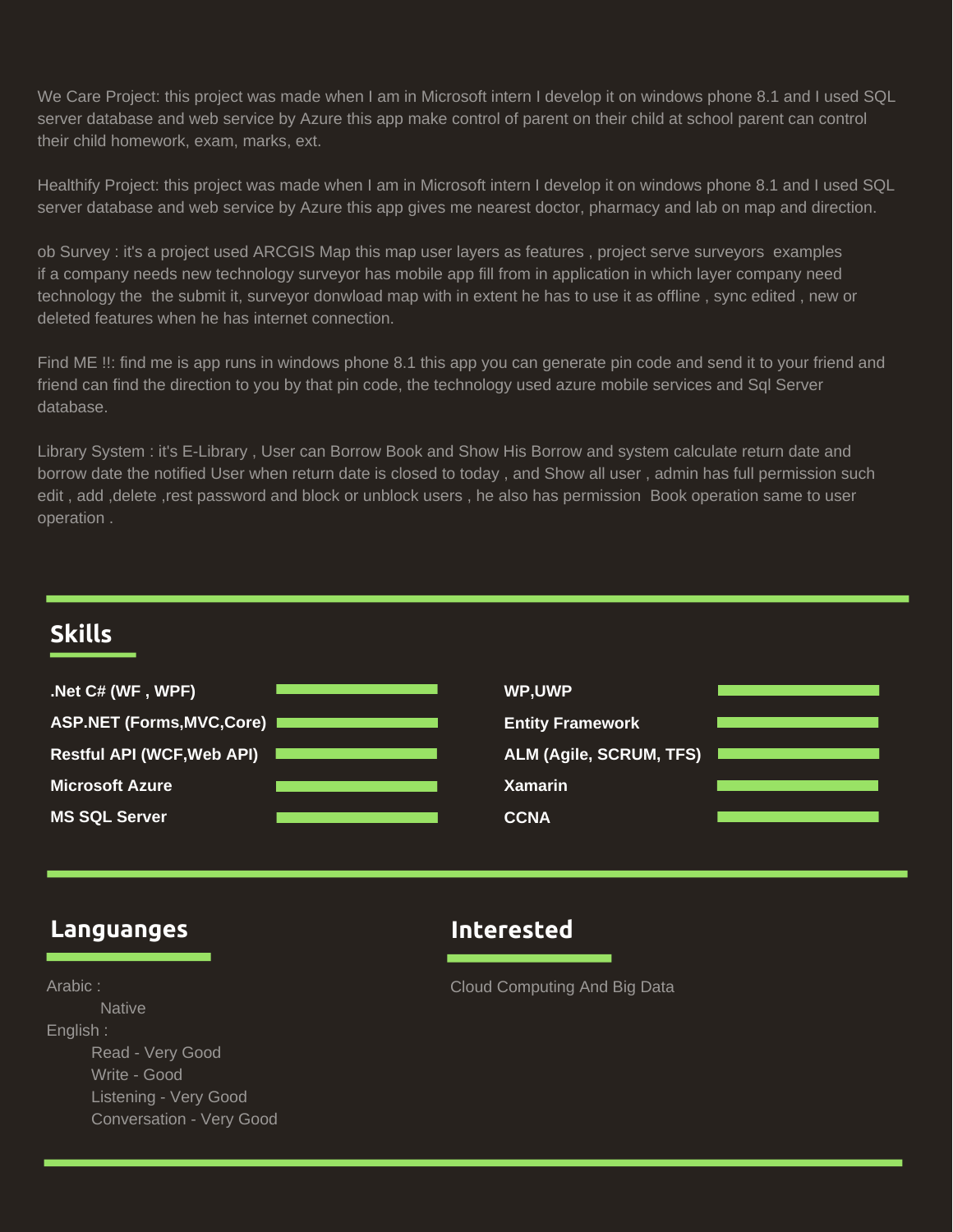We Care Project: this project was made when I am in Microsoft intern I develop it on windows phone 8.1 and I used SQL server database and web service by Azure this app make control of parent on their child at school parent can control their child homework, exam, marks, ext.

Healthify Project: this project was made when I am in Microsoft intern I develop it on windows phone 8.1 and I used SQL server database and web service by Azure this app gives me nearest doctor, pharmacy and lab on map and direction.

ob Survey : it's a project used ARCGIS Map this map user layers as features , project serve surveyors examples if a company needs new technology surveyor has mobile app fill from in application in which layer company need technology the the submit it, surveyor donwload map with in extent he has to use it as offline , sync edited , new or deleted features when he has internet connection.

Find ME !!: find me is app runs in windows phone 8.1 this app you can generate pin code and send it to your friend and friend can find the direction to you by that pin code, the technology used azure mobile services and Sql Server database.

Library System : it's E-Library , User can Borrow Book and Show His Borrow and system calculate return date and borrow date the notified User when return date is closed to today , and Show all user , admin has full permission such edit , add ,delete ,rest password and block or unblock users , he also has permission Book operation same to user operation .

## Skills

- **.Net C# (WF , WPF)**
- **ASP.NET (Forms,MVC,Core)**
- **Restful API (WCF,Web API)**
- **Microsoft Azure**
- **MS SQL Server**
- **WP,UWP**
- **Entity Framework**
- **ALM (Agile, SCRUM, TFS)**
- **Xamarin**
- **CCNA**

## Languanges

Arabic :
- Native

English :
- Read - Very Good
- Write - Good
- Listening - Very Good
- Conversation - Very Good

## Interested

Cloud Computing And Big Data